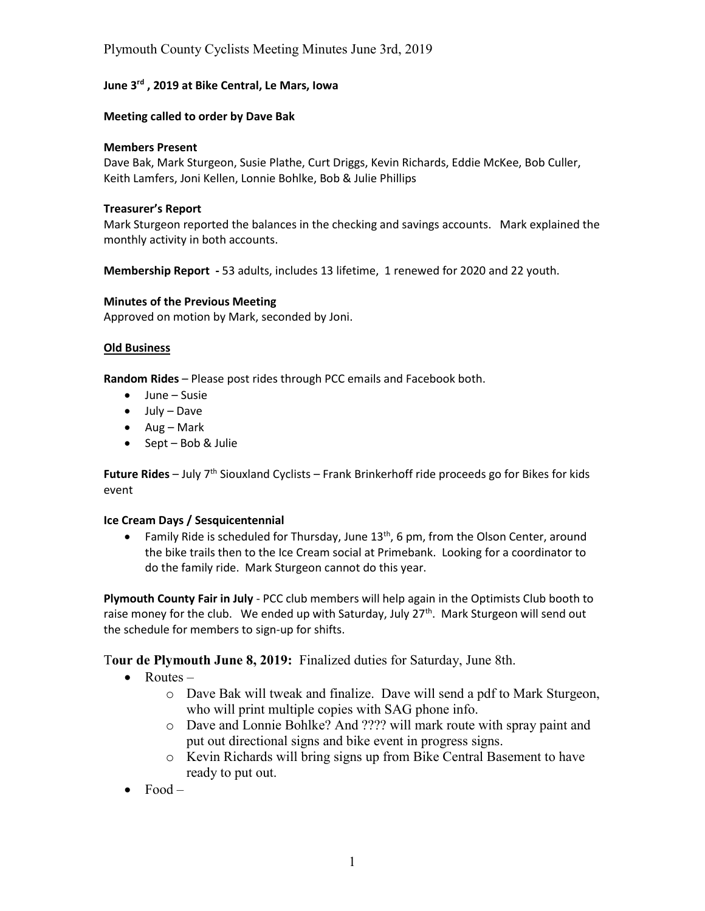**June 3rd , 2019 at Bike Central, Le Mars, Iowa**

**Meeting called to order by Dave Bak**

**Members Present**
Dave Bak, Mark Sturgeon, Susie Plathe, Curt Driggs, Kevin Richards, Eddie McKee, Bob Culler, Keith Lamfers, Joni Kellen, Lonnie Bohlke, Bob & Julie Phillips

**Treasurer's Report**
Mark Sturgeon reported the balances in the checking and savings accounts. Mark explained the monthly activity in both accounts.

**Membership Report -** 53 adults, includes 13 lifetime, 1 renewed for 2020 and 22 youth.

**Minutes of the Previous Meeting**
Approved on motion by Mark, seconded by Joni.

**Old Business**

**Random Rides** – Please post rides through PCC emails and Facebook both.

- June – Susie
- July – Dave
- Aug – Mark
- Sept – Bob & Julie

**Future Rides** – July 7th Siouxland Cyclists – Frank Brinkerhoff ride proceeds go for Bikes for kids event

**Ice Cream Days / Sesquicentennial**

- Family Ride is scheduled for Thursday, June 13th, 6 pm, from the Olson Center, around the bike trails then to the Ice Cream social at Primebank. Looking for a coordinator to do the family ride. Mark Sturgeon cannot do this year.

**Plymouth County Fair in July** - PCC club members will help again in the Optimists Club booth to raise money for the club. We ended up with Saturday, July 27th. Mark Sturgeon will send out the schedule for members to sign-up for shifts.

**Tour de Plymouth June 8, 2019:** Finalized duties for Saturday, June 8th.

- Routes –
  - Dave Bak will tweak and finalize. Dave will send a pdf to Mark Sturgeon, who will print multiple copies with SAG phone info.
  - Dave and Lonnie Bohlke? And ???? will mark route with spray paint and put out directional signs and bike event in progress signs.
  - Kevin Richards will bring signs up from Bike Central Basement to have ready to put out.
- Food –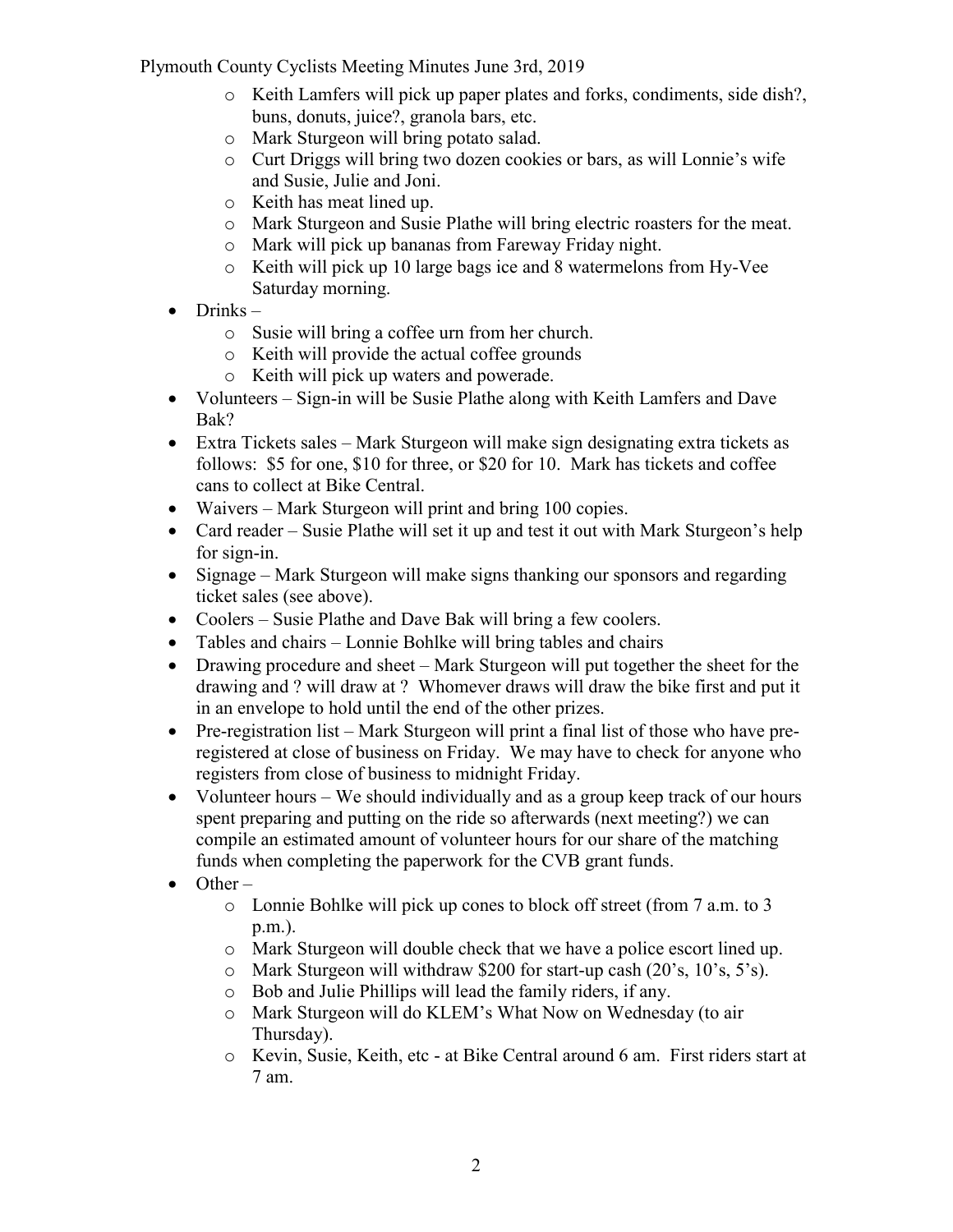- Keith Lamfers will pick up paper plates and forks, condiments, side dish?, buns, donuts, juice?, granola bars, etc.
  - Mark Sturgeon will bring potato salad.
  - Curt Driggs will bring two dozen cookies or bars, as will Lonnie's wife and Susie, Julie and Joni.
  - Keith has meat lined up.
  - Mark Sturgeon and Susie Plathe will bring electric roasters for the meat.
  - Mark will pick up bananas from Fareway Friday night.
  - Keith will pick up 10 large bags ice and 8 watermelons from Hy-Vee Saturday morning.
- Drinks –
  - Susie will bring a coffee urn from her church.
  - Keith will provide the actual coffee grounds
  - Keith will pick up waters and powerade.
- Volunteers – Sign-in will be Susie Plathe along with Keith Lamfers and Dave Bak?
- Extra Tickets sales – Mark Sturgeon will make sign designating extra tickets as follows: $5 for one, $10 for three, or $20 for 10. Mark has tickets and coffee cans to collect at Bike Central.
- Waivers – Mark Sturgeon will print and bring 100 copies.
- Card reader – Susie Plathe will set it up and test it out with Mark Sturgeon's help for sign-in.
- Signage – Mark Sturgeon will make signs thanking our sponsors and regarding ticket sales (see above).
- Coolers – Susie Plathe and Dave Bak will bring a few coolers.
- Tables and chairs – Lonnie Bohlke will bring tables and chairs
- Drawing procedure and sheet – Mark Sturgeon will put together the sheet for the drawing and ? will draw at ? Whomever draws will draw the bike first and put it in an envelope to hold until the end of the other prizes.
- Pre-registration list – Mark Sturgeon will print a final list of those who have pre-registered at close of business on Friday. We may have to check for anyone who registers from close of business to midnight Friday.
- Volunteer hours – We should individually and as a group keep track of our hours spent preparing and putting on the ride so afterwards (next meeting?) we can compile an estimated amount of volunteer hours for our share of the matching funds when completing the paperwork for the CVB grant funds.
- Other –
  - Lonnie Bohlke will pick up cones to block off street (from 7 a.m. to 3 p.m.).
  - Mark Sturgeon will double check that we have a police escort lined up.
  - Mark Sturgeon will withdraw $200 for start-up cash (20's, 10's, 5's).
  - Bob and Julie Phillips will lead the family riders, if any.
  - Mark Sturgeon will do KLEM's What Now on Wednesday (to air Thursday).
  - Kevin, Susie, Keith, etc - at Bike Central around 6 am. First riders start at 7 am.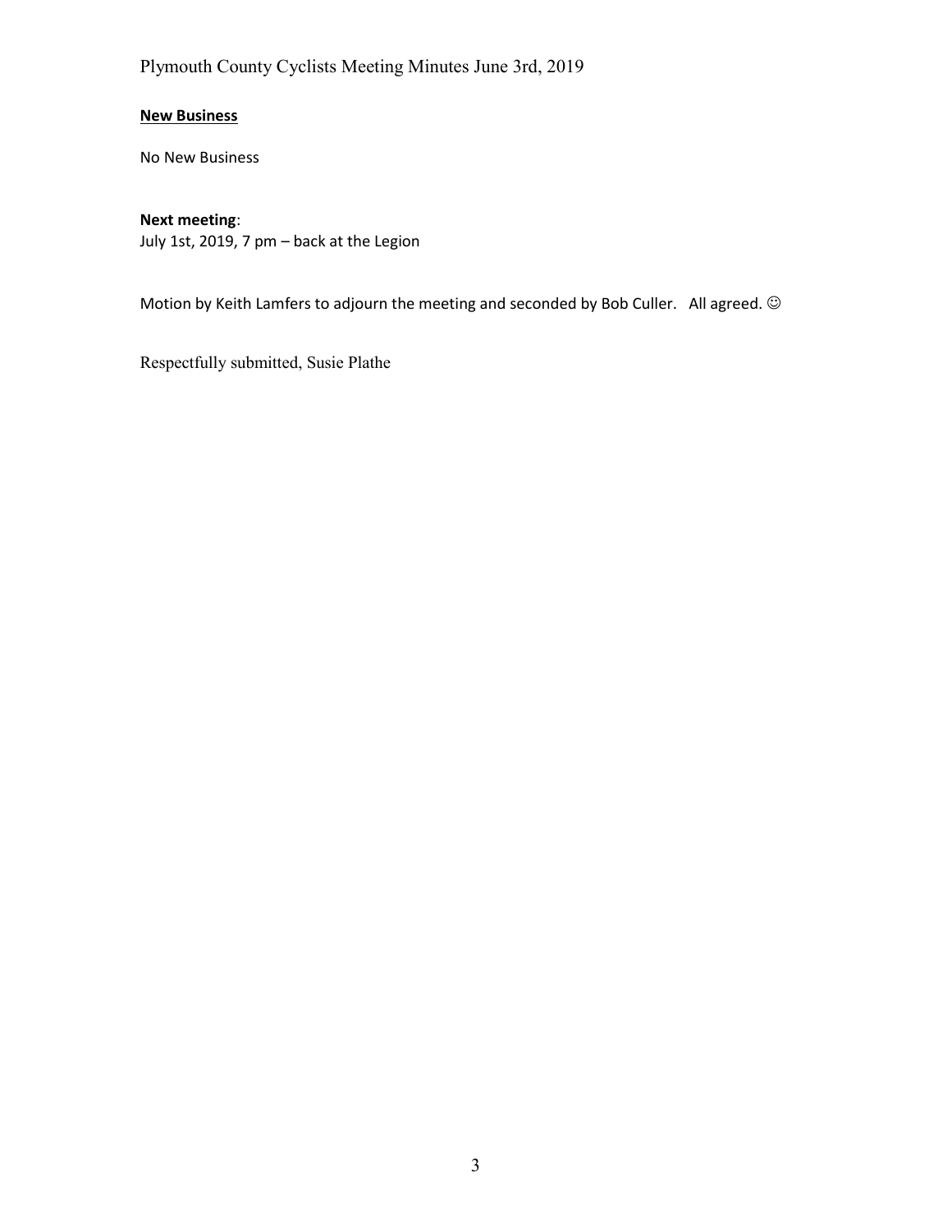## New Business

No New Business

**Next meeting**:
July 1st, 2019, 7 pm – back at the Legion

Motion by Keith Lamfers to adjourn the meeting and seconded by Bob Culler. All agreed. ☺

Respectfully submitted, Susie Plathe